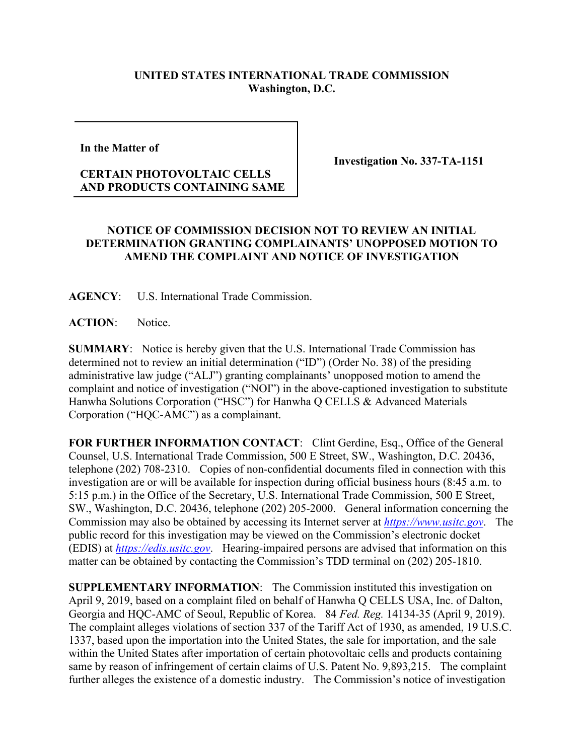**UNITED STATES INTERNATIONAL TRADE COMMISSION**
**Washington, D.C.**

| **In the Matter of**<br><br>**CERTAIN PHOTOVOLTAIC CELLS AND PRODUCTS CONTAINING SAME** | **Investigation No. 337-TA-1151** |
|---|---|

**NOTICE OF COMMISSION DECISION NOT TO REVIEW AN INITIAL DETERMINATION GRANTING COMPLAINANTS' UNOPPOSED MOTION TO AMEND THE COMPLAINT AND NOTICE OF INVESTIGATION**

**AGENCY**: U.S. International Trade Commission.

**ACTION**: Notice.

**SUMMARY**: Notice is hereby given that the U.S. International Trade Commission has determined not to review an initial determination ("ID") (Order No. 38) of the presiding administrative law judge ("ALJ") granting complainants' unopposed motion to amend the complaint and notice of investigation ("NOI") in the above-captioned investigation to substitute Hanwha Solutions Corporation ("HSC") for Hanwha Q CELLS & Advanced Materials Corporation ("HQC-AMC") as a complainant.

**FOR FURTHER INFORMATION CONTACT**: Clint Gerdine, Esq., Office of the General Counsel, U.S. International Trade Commission, 500 E Street, SW., Washington, D.C. 20436, telephone (202) 708-2310. Copies of non-confidential documents filed in connection with this investigation are or will be available for inspection during official business hours (8:45 a.m. to 5:15 p.m.) in the Office of the Secretary, U.S. International Trade Commission, 500 E Street, SW., Washington, D.C. 20436, telephone (202) 205-2000. General information concerning the Commission may also be obtained by accessing its Internet server at *https://www.usitc.gov*. The public record for this investigation may be viewed on the Commission's electronic docket (EDIS) at *https://edis.usitc.gov*. Hearing-impaired persons are advised that information on this matter can be obtained by contacting the Commission's TDD terminal on (202) 205-1810.

**SUPPLEMENTARY INFORMATION**: The Commission instituted this investigation on April 9, 2019, based on a complaint filed on behalf of Hanwha Q CELLS USA, Inc. of Dalton, Georgia and HQC-AMC of Seoul, Republic of Korea. 84 *Fed. Reg.* 14134-35 (April 9, 2019). The complaint alleges violations of section 337 of the Tariff Act of 1930, as amended, 19 U.S.C. 1337, based upon the importation into the United States, the sale for importation, and the sale within the United States after importation of certain photovoltaic cells and products containing same by reason of infringement of certain claims of U.S. Patent No. 9,893,215. The complaint further alleges the existence of a domestic industry. The Commission's notice of investigation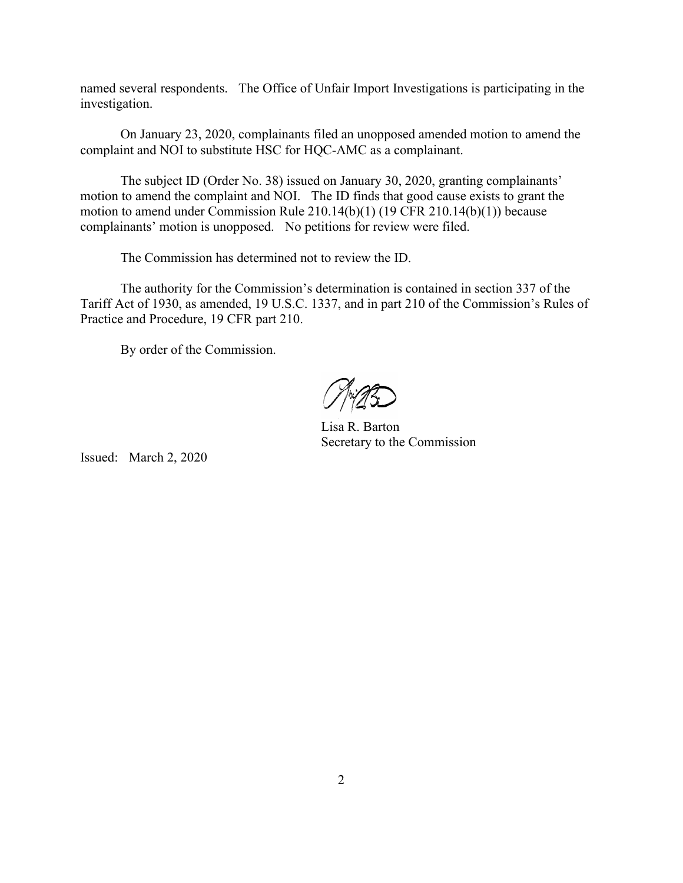named several respondents. The Office of Unfair Import Investigations is participating in the investigation.

On January 23, 2020, complainants filed an unopposed amended motion to amend the complaint and NOI to substitute HSC for HQC-AMC as a complainant.

The subject ID (Order No. 38) issued on January 30, 2020, granting complainants' motion to amend the complaint and NOI. The ID finds that good cause exists to grant the motion to amend under Commission Rule 210.14(b)(1) (19 CFR 210.14(b)(1)) because complainants' motion is unopposed. No petitions for review were filed.

The Commission has determined not to review the ID.

The authority for the Commission's determination is contained in section 337 of the Tariff Act of 1930, as amended, 19 U.S.C. 1337, and in part 210 of the Commission's Rules of Practice and Procedure, 19 CFR part 210.

By order of the Commission.

Lisa R. Barton
Secretary to the Commission

Issued: March 2, 2020